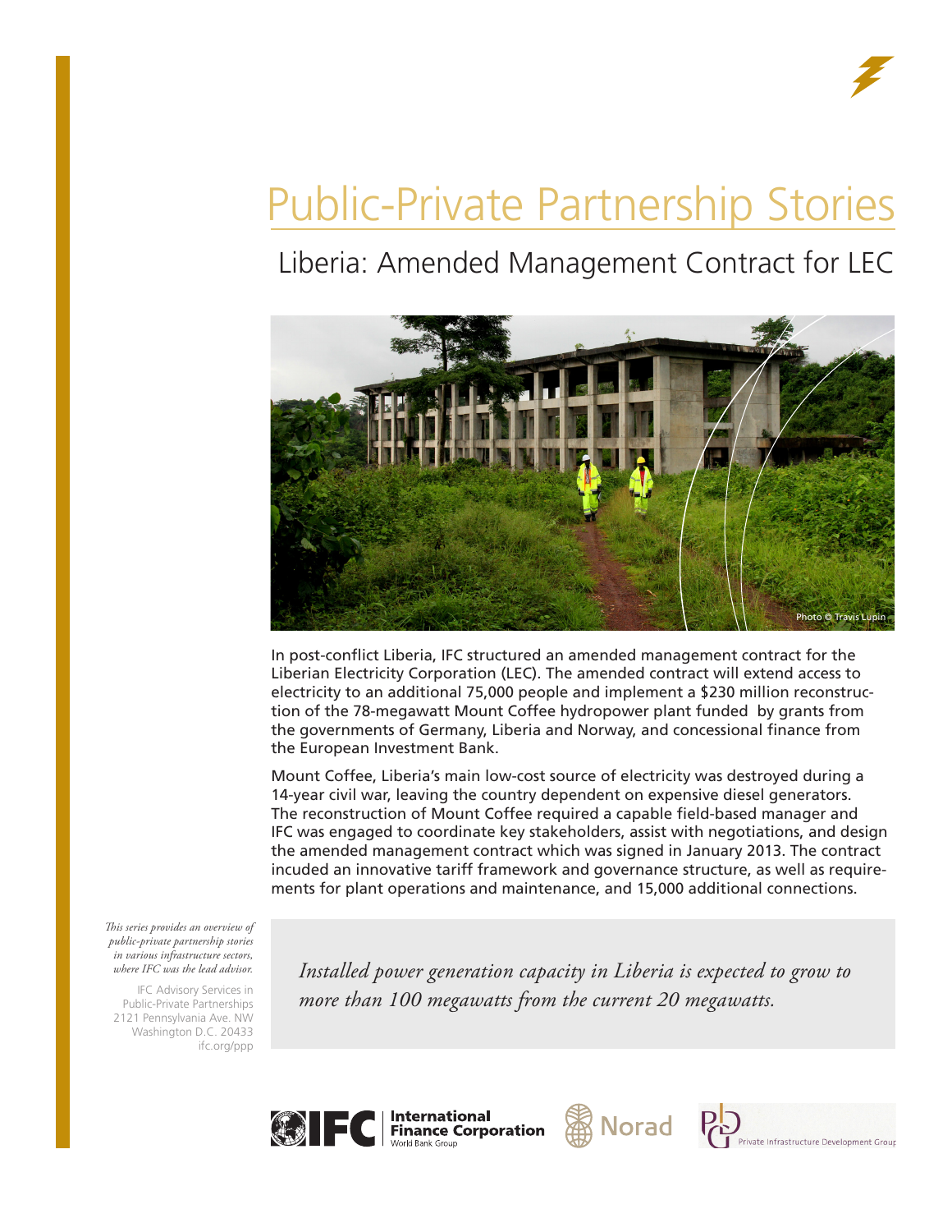# Public-Private Partnership Stories

## Liberia: Amended Management Contract for LEC

Photo © Travis Lupin

In post-conflict Liberia, IFC structured an amended management contract for the Liberian Electricity Corporation (LEC). The amended contract will extend access to electricity to an additional 75,000 people and implement a $230 million reconstruction of the 78-megawatt Mount Coffee hydropower plant funded by grants from the governments of Germany, Liberia and Norway, and concessional finance from the European Investment Bank.

Mount Coffee, Liberia's main low-cost source of electricity was destroyed during a 14-year civil war, leaving the country dependent on expensive diesel generators. The reconstruction of Mount Coffee required a capable field-based manager and IFC was engaged to coordinate key stakeholders, assist with negotiations, and design the amended management contract which was signed in January 2013. The contract incuded an innovative tariff framework and governance structure, as well as requirements for plant operations and maintenance, and 15,000 additional connections.

*This series provides an overview of public-private partnership stories in various infrastructure sectors, where IFC was the lead advisor.*

IFC Advisory Services in Public-Private Partnerships
2121 Pennsylvania Ave. NW
Washington D.C. 20433
ifc.org/ppp

*Installed power generation capacity in Liberia is expected to grow to more than 100 megawatts from the current 20 megawatts.*

IFC International Finance Corporation World Bank Group | Norad | PIDG Private Infrastructure Development Group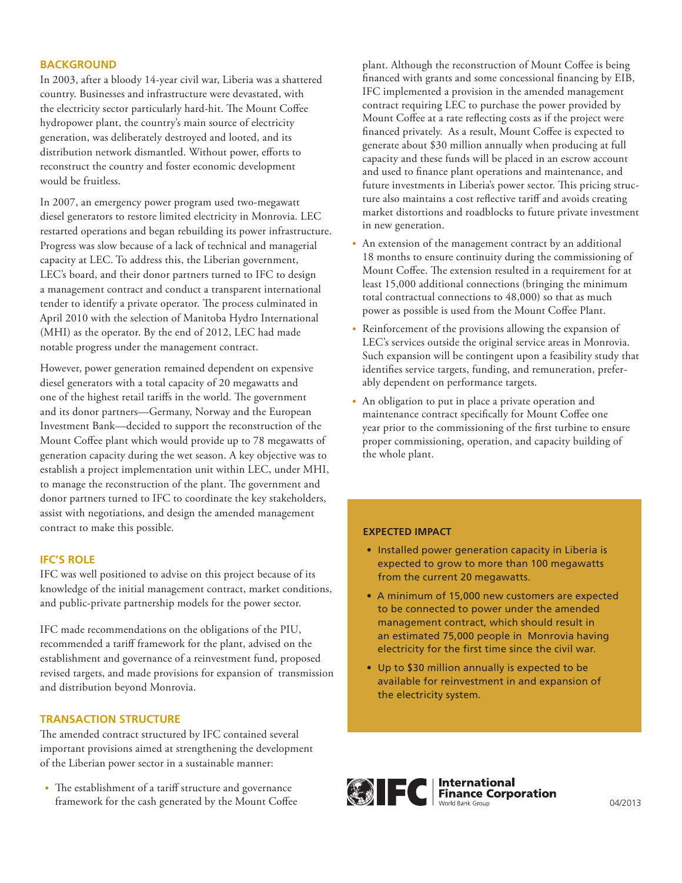## BACKGROUND

In 2003, after a bloody 14-year civil war, Liberia was a shattered country. Businesses and infrastructure were devastated, with the electricity sector particularly hard-hit. The Mount Coffee hydropower plant, the country's main source of electricity generation, was deliberately destroyed and looted, and its distribution network dismantled. Without power, efforts to reconstruct the country and foster economic development would be fruitless.

In 2007, an emergency power program used two-megawatt diesel generators to restore limited electricity in Monrovia. LEC restarted operations and began rebuilding its power infrastructure. Progress was slow because of a lack of technical and managerial capacity at LEC. To address this, the Liberian government, LEC's board, and their donor partners turned to IFC to design a management contract and conduct a transparent international tender to identify a private operator. The process culminated in April 2010 with the selection of Manitoba Hydro International (MHI) as the operator. By the end of 2012, LEC had made notable progress under the management contract.

However, power generation remained dependent on expensive diesel generators with a total capacity of 20 megawatts and one of the highest retail tariffs in the world. The government and its donor partners—Germany, Norway and the European Investment Bank—decided to support the reconstruction of the Mount Coffee plant which would provide up to 78 megawatts of generation capacity during the wet season. A key objective was to establish a project implementation unit within LEC, under MHI, to manage the reconstruction of the plant. The government and donor partners turned to IFC to coordinate the key stakeholders, assist with negotiations, and design the amended management contract to make this possible.

## IFC'S ROLE

IFC was well positioned to advise on this project because of its knowledge of the initial management contract, market conditions, and public-private partnership models for the power sector.

IFC made recommendations on the obligations of the PIU, recommended a tariff framework for the plant, advised on the establishment and governance of a reinvestment fund, proposed revised targets, and made provisions for expansion of transmission and distribution beyond Monrovia.

## TRANSACTION STRUCTURE

The amended contract structured by IFC contained several important provisions aimed at strengthening the development of the Liberian power sector in a sustainable manner:

- The establishment of a tariff structure and governance framework for the cash generated by the Mount Coffee plant. Although the reconstruction of Mount Coffee is being financed with grants and some concessional financing by EIB, IFC implemented a provision in the amended management contract requiring LEC to purchase the power provided by Mount Coffee at a rate reflecting costs as if the project were financed privately. As a result, Mount Coffee is expected to generate about $30 million annually when producing at full capacity and these funds will be placed in an escrow account and used to finance plant operations and maintenance, and future investments in Liberia's power sector. This pricing structure also maintains a cost reflective tariff and avoids creating market distortions and roadblocks to future private investment in new generation.
- An extension of the management contract by an additional 18 months to ensure continuity during the commissioning of Mount Coffee. The extension resulted in a requirement for at least 15,000 additional connections (bringing the minimum total contractual connections to 48,000) so that as much power as possible is used from the Mount Coffee Plant.
- Reinforcement of the provisions allowing the expansion of LEC's services outside the original service areas in Monrovia. Such expansion will be contingent upon a feasibility study that identifies service targets, funding, and remuneration, preferably dependent on performance targets.
- An obligation to put in place a private operation and maintenance contract specifically for Mount Coffee one year prior to the commissioning of the first turbine to ensure proper commissioning, operation, and capacity building of the whole plant.

### EXPECTED IMPACT

- Installed power generation capacity in Liberia is expected to grow to more than 100 megawatts from the current 20 megawatts.
- A minimum of 15,000 new customers are expected to be connected to power under the amended management contract, which should result in an estimated 75,000 people in Monrovia having electricity for the first time since the civil war.
- Up to $30 million annually is expected to be available for reinvestment in and expansion of the electricity system.

IFC International Finance Corporation
World Bank Group

04/2013